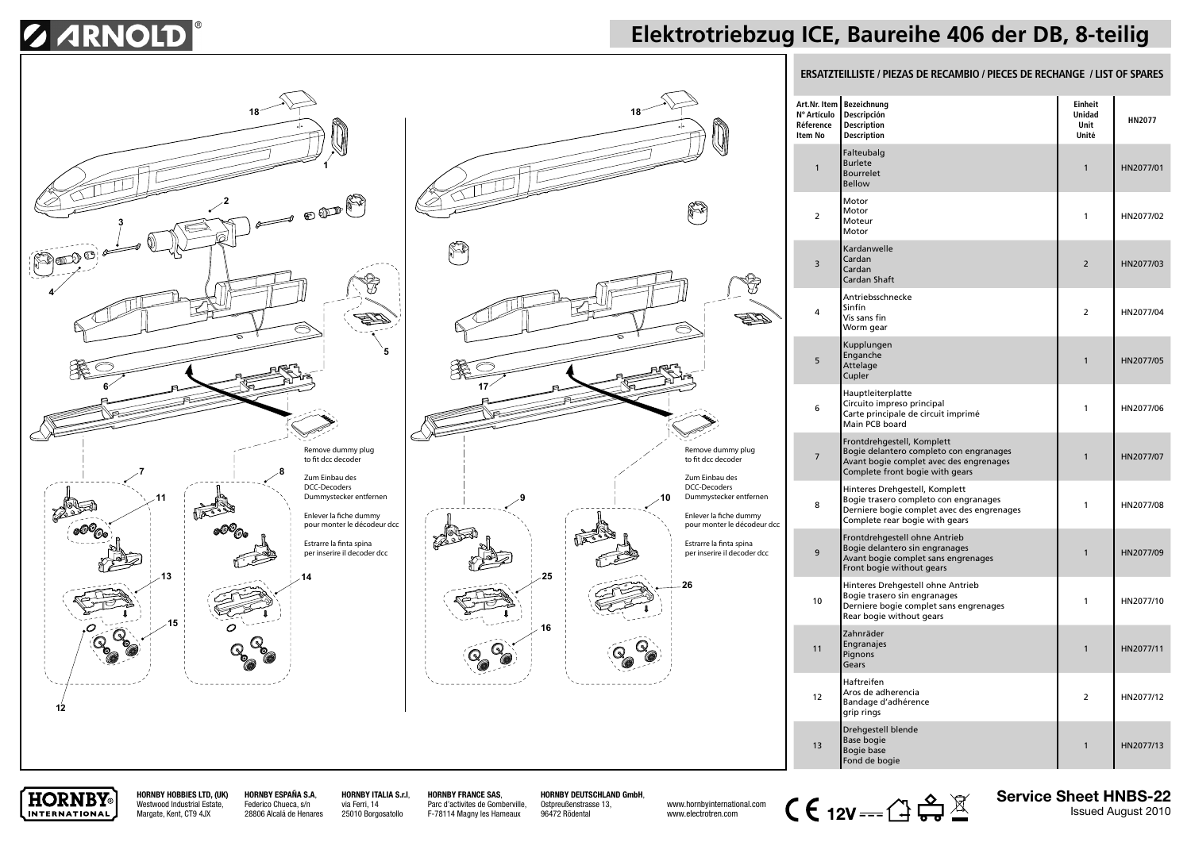# Elektrotriebzug ICE, Baureihe 406 der DB, 8-teilig

Remove dummy plug to fit dcc decoder

Zum Einbau des DCC-Decoders Dummystecker entfernen

Enlever la fiche dummy pour monter le décodeur dcc

Estrarre la finta spina per inserire il decoder dcc

## ERSATZTEILLISTE / PIEZAS DE RECAMBIO / PIECES DE RECHANGE / LIST OF SPARES

| Art.Nr. Item<br>Nº Artículo<br>Réference<br>Item No | Bezeichnung<br>Descripción<br>Description<br>Description | Einheit<br>Unidad<br>Unit<br>Unité | HN2077 |
|---|---|---|---|
| 1 | Falteubalg<br>Burlete<br>Bourrelet<br>Bellow | 1 | HN2077/01 |
| 2 | Motor<br>Motor<br>Moteur<br>Motor | 1 | HN2077/02 |
| 3 | Kardanwelle<br>Cardan<br>Cardan<br>Cardan Shaft | 2 | HN2077/03 |
| 4 | Antriebsschnecke<br>Sinfín<br>Vis sans fin<br>Worm gear | 2 | HN2077/04 |
| 5 | Kupplungen<br>Enganche<br>Attelage<br>Cupler | 1 | HN2077/05 |
| 6 | Hauptleiterplatte<br>Circuito impreso principal<br>Carte principale de circuit imprimé<br>Main PCB board | 1 | HN2077/06 |
| 7 | Frontdrehgestell, Komplett<br>Bogie delantero completo con engranages<br>Avant bogie complet avec des engrenages<br>Complete front bogie with gears | 1 | HN2077/07 |
| 8 | Hinteres Drehgestell, Komplett<br>Bogie trasero completo con engranages<br>Derniere bogie complet avec des engrenages<br>Complete rear bogie with gears | 1 | HN2077/08 |
| 9 | Frontdrehgestell ohne Antrieb<br>Bogie delantero sin engranages<br>Avant bogie complet sans engrenages<br>Front bogie without gears | 1 | HN2077/09 |
| 10 | Hinteres Drehgestell ohne Antrieb<br>Bogie trasero sin engranages<br>Derniere bogie complet sans engrenages<br>Rear bogie without gears | 1 | HN2077/10 |
| 11 | Zahnräder<br>Engranajes<br>Pignons<br>Gears | 1 | HN2077/11 |
| 12 | Haftreifen<br>Aros de adherencia<br>Bandage d'adhérence<br>grip rings | 2 | HN2077/12 |
| 13 | Drehgestell blende<br>Base bogie<br>Bogie base<br>Fond de bogie | 1 | HN2077/13 |

**HORNBY HOBBIES LTD, (UK)** Westwood Industrial Estate, Margate, Kent, CT9 4JX

**HORNBY ESPAÑA S.A**, Federico Chueca, s/n 28806 Alcalá de Henares

**HORNBY ITALIA S.r.l**, via Ferri, 14 25010 Borgosatollo

**HORNBY FRANCE SAS**, Parc d'activites de Gomberville, F-78114 Magny les Hameaux

**HORNBY DEUTSCHLAND GmbH**, Ostpreußenstrasse 13, 96472 Rödental

www.hornbyinternational.com
www.electrotren.com

12V

**Service Sheet HNBS-22**
Issued August 2010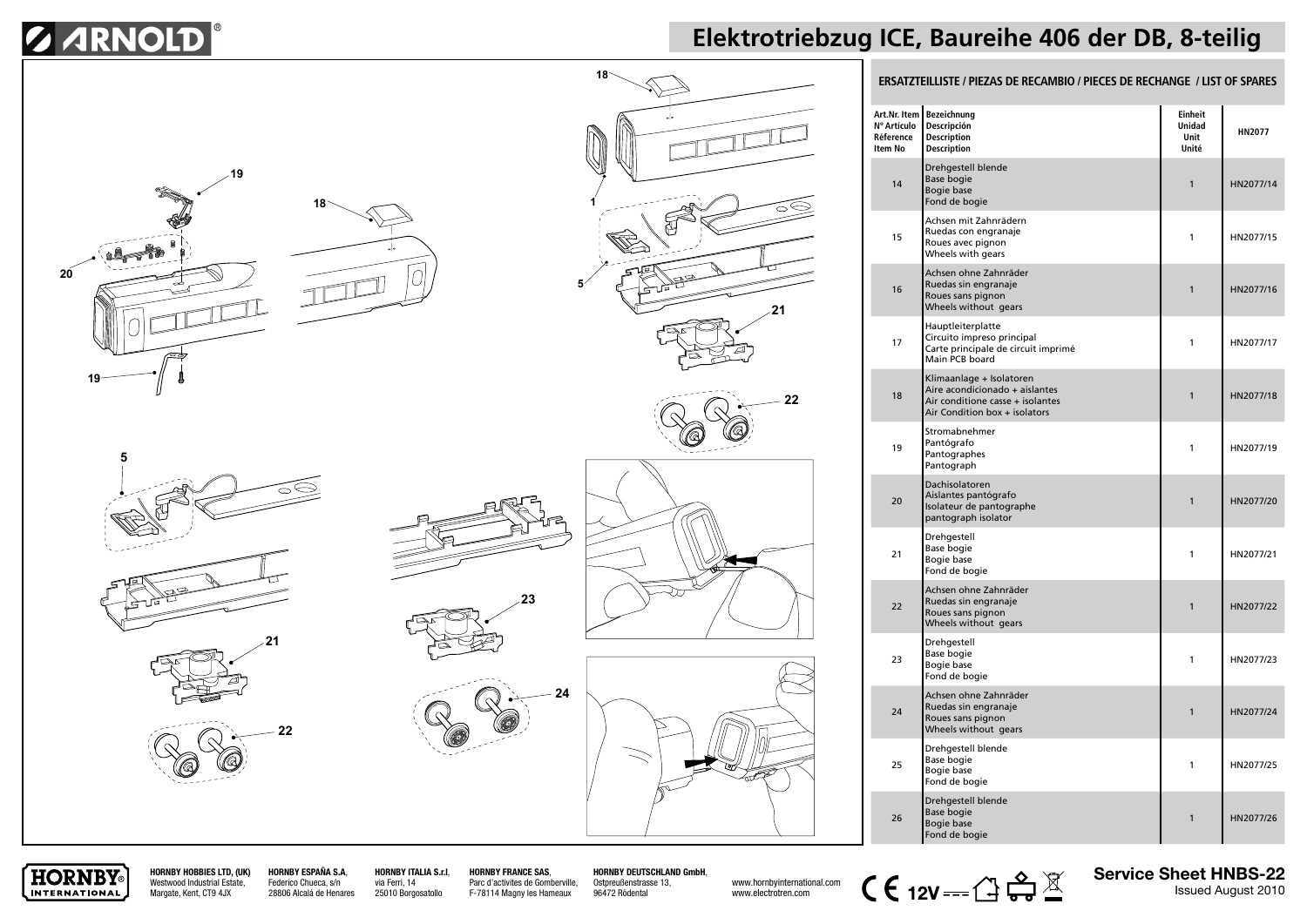# Elektrotriebzug ICE, Baureihe 406 der DB, 8-teilig

18

19

18

1

20

5

21

19

22

5

23

21

24

22

## ERSATZTEILLISTE / PIEZAS DE RECAMBIO / PIECES DE RECHANGE / LIST OF SPARES

| Art.Nr. Item<br>Nº Artículo<br>Rèférence<br>Item No | Bezeichnung<br>Descripción<br>Description<br>Description | Einheit<br>Unidad<br>Unit<br>Unité | HN2077 |
|---|---|---|---|
| 14 | Drehgestell blende<br>Base bogie<br>Bogie base<br>Fond de bogie | 1 | HN2077/14 |
| 15 | Achsen mit Zahnrädern<br>Ruedas con engranaje<br>Roues avec pignon<br>Wheels with gears | 1 | HN2077/15 |
| 16 | Achsen ohne Zahnräder<br>Ruedas sin engranaje<br>Roues sans pignon<br>Wheels without gears | 1 | HN2077/16 |
| 17 | Hauptleiterplatte<br>Circuito impreso principal<br>Carte principale de circuit imprimé<br>Main PCB board | 1 | HN2077/17 |
| 18 | Klimaanlage + Isolatoren<br>Aire acondicionado + aislantes<br>Air conditione casse + isolantes<br>Air Condition box + isolators | 1 | HN2077/18 |
| 19 | Stromabnehmer<br>Pantógrafo<br>Pantographes<br>Pantograph | 1 | HN2077/19 |
| 20 | Dachisolatoren<br>Aislantes pantógrafo<br>Isolateur de pantographe<br>pantograph isolator | 1 | HN2077/20 |
| 21 | Drehgestell<br>Base bogie<br>Bogie base<br>Fond de bogie | 1 | HN2077/21 |
| 22 | Achsen ohne Zahnräder<br>Ruedas sin engranaje<br>Roues sans pignon<br>Wheels without gears | 1 | HN2077/22 |
| 23 | Drehgestell<br>Base bogie<br>Bogie base<br>Fond de bogie | 1 | HN2077/23 |
| 24 | Achsen ohne Zahnräder<br>Ruedas sin engranaje<br>Roues sans pignon<br>Wheels without gears | 1 | HN2077/24 |
| 25 | Drehgestell blende<br>Base bogie<br>Bogie base<br>Fond de bogie | 1 | HN2077/25 |
| 26 | Drehgestell blende<br>Base bogie<br>Bogie base<br>Fond de bogie | 1 | HN2077/26 |

**HORNBY HOBBIES LTD, (UK)**
Westwood Industrial Estate,
Margate, Kent, CT9 4JX

**HORNBY ESPAÑA S.A**,
Federico Chueca, s/n
28806 Alcalá de Henares

**HORNBY ITALIA S.r.l**,
via Ferri, 14
25010 Borgosatollo

**HORNBY FRANCE SAS**,
Parc d'activites de Gomberville,
F-78114 Magny les Hameaux

**HORNBY DEUTSCHLAND GmbH**,
Ostpreußenstrasse 13,
96472 Rödental

www.hornbyinternational.com
www.electrotren.com

CE 12V

**Service Sheet HNBS-22**
Issued August 2010